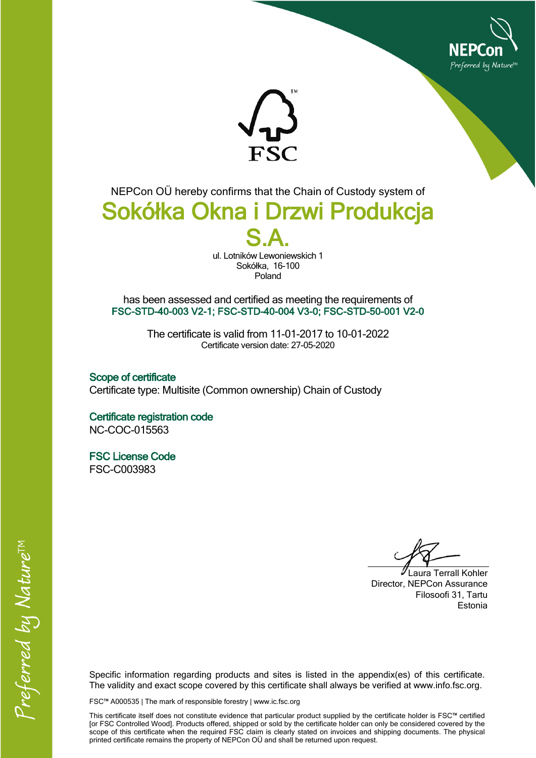NEPCon OÜ hereby confirms that the Chain of Custody system of

# Sokółka Okna i Drzwi Produkcja S.A.

ul. Lotników Lewoniewskich 1
Sokółka, 16-100
Poland

has been assessed and certified as meeting the requirements of
**FSC-STD-40-003 V2-1; FSC-STD-40-004 V3-0; FSC-STD-50-001 V2-0**

The certificate is valid from 11-01-2017 to 10-01-2022
Certificate version date: 27-05-2020

### Scope of certificate

Certificate type: Multisite (Common ownership) Chain of Custody

### Certificate registration code

NC-COC-015563

### FSC License Code

FSC-C003983

Laura Terrall Kohler
Director, NEPCon Assurance
Filosoofi 31, Tartu
Estonia

Specific information regarding products and sites is listed in the appendix(es) of this certificate. The validity and exact scope covered by this certificate shall always be verified at www.info.fsc.org.

FSC™ A000535 | The mark of responsible forestry | www.ic.fsc.org

This certificate itself does not constitute evidence that particular product supplied by the certificate holder is FSC™ certified [or FSC Controlled Wood]. Products offered, shipped or sold by the certificate holder can only be considered covered by the scope of this certificate when the required FSC claim is clearly stated on invoices and shipping documents. The physical printed certificate remains the property of NEPCon OÜ and shall be returned upon request.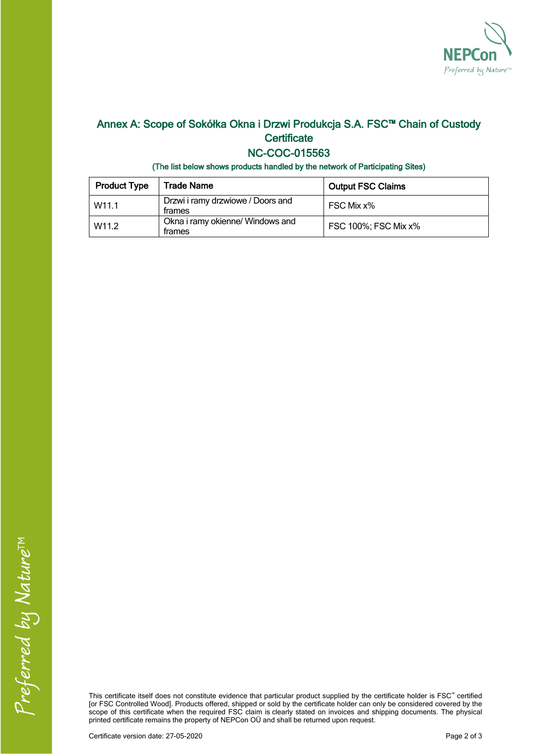## Annex A: Scope of Sokółka Okna i Drzwi Produkcja S.A. FSC™ Chain of Custody Certificate

## NC-COC-015563

**(The list below shows products handled by the network of Participating Sites)**

| Product Type | Trade Name | Output FSC Claims |
| --- | --- | --- |
| W11.1 | Drzwi i ramy drzwiowe / Doors and frames | FSC Mix x% |
| W11.2 | Okna i ramy okienne/ Windows and frames | FSC 100%; FSC Mix x% |

This certificate itself does not constitute evidence that particular product supplied by the certificate holder is FSC™ certified [or FSC Controlled Wood]. Products offered, shipped or sold by the certificate holder can only be considered covered by the scope of this certificate when the required FSC claim is clearly stated on invoices and shipping documents. The physical printed certificate remains the property of NEPCon OÜ and shall be returned upon request.

Certificate version date: 27-05-2020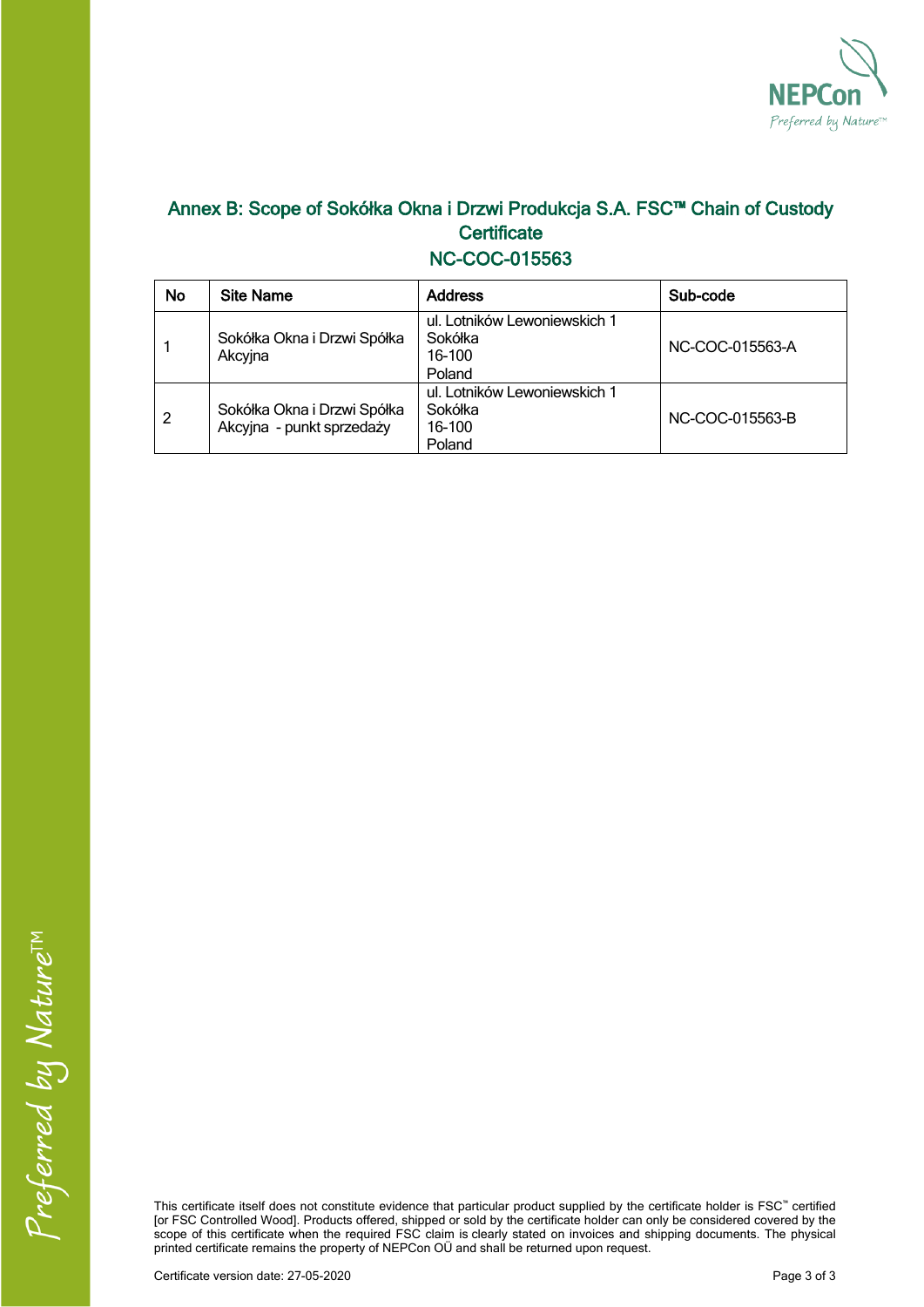## Annex B: Scope of Sokółka Okna i Drzwi Produkcja S.A. FSC™ Chain of Custody Certificate

## NC-COC-015563

| No | Site Name | Address | Sub-code |
|---|---|---|---|
| 1 | Sokółka Okna i Drzwi Spółka Akcyjna | ul. Lotników Lewoniewskich 1<br>Sokółka<br>16-100<br>Poland | NC-COC-015563-A |
| 2 | Sokółka Okna i Drzwi Spółka Akcyjna - punkt sprzedaży | ul. Lotników Lewoniewskich 1<br>Sokółka<br>16-100<br>Poland | NC-COC-015563-B |

This certificate itself does not constitute evidence that particular product supplied by the certificate holder is FSC™ certified [or FSC Controlled Wood]. Products offered, shipped or sold by the certificate holder can only be considered covered by the scope of this certificate when the required FSC claim is clearly stated on invoices and shipping documents. The physical printed certificate remains the property of NEPCon OÜ and shall be returned upon request.

Certificate version date: 27-05-2020